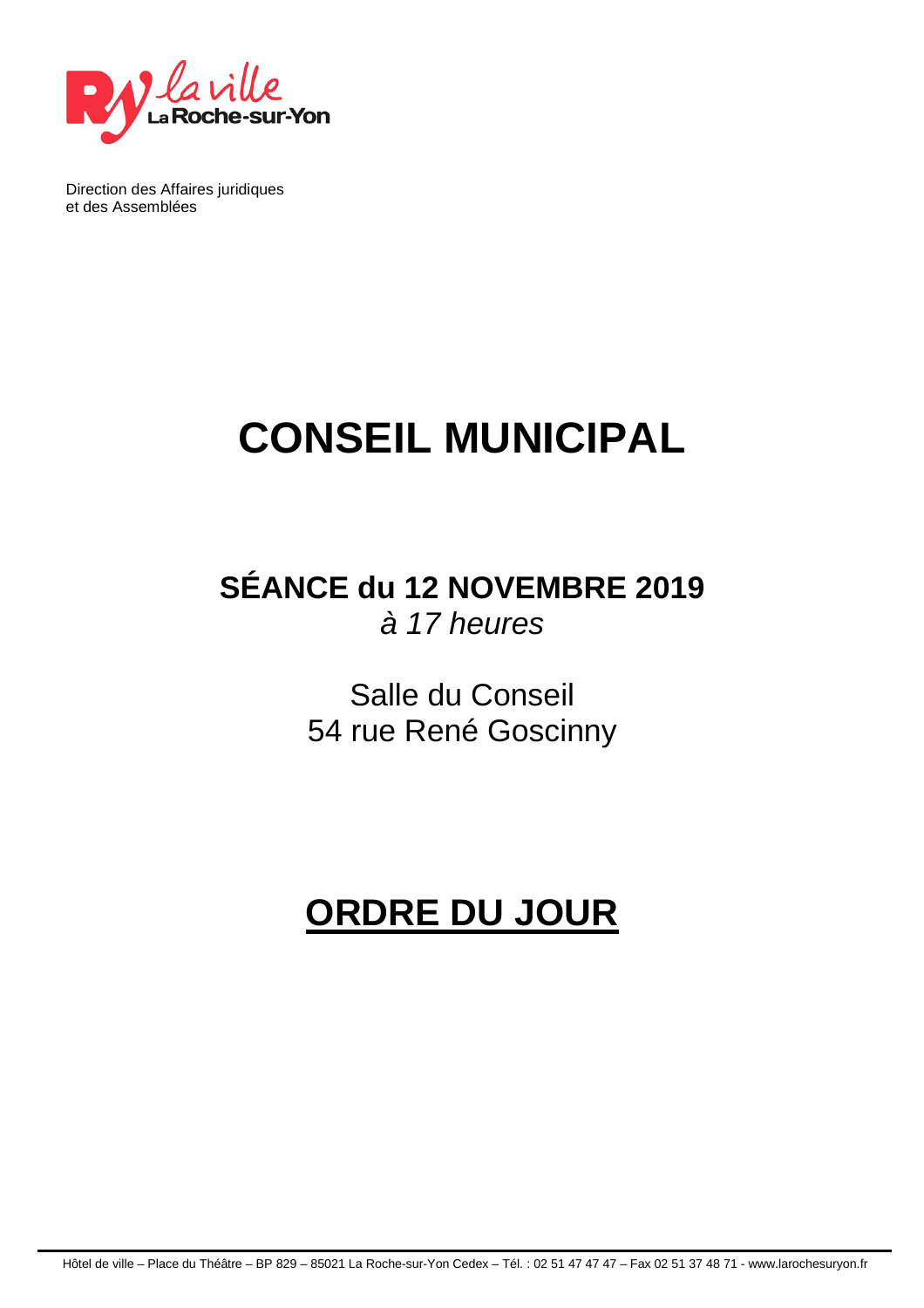Direction des Affaires juridiques
et des Assemblées

# CONSEIL MUNICIPAL

## SÉANCE du 12 NOVEMBRE 2019

*à 17 heures*

Salle du Conseil
54 rue René Goscinny

# ORDRE DU JOUR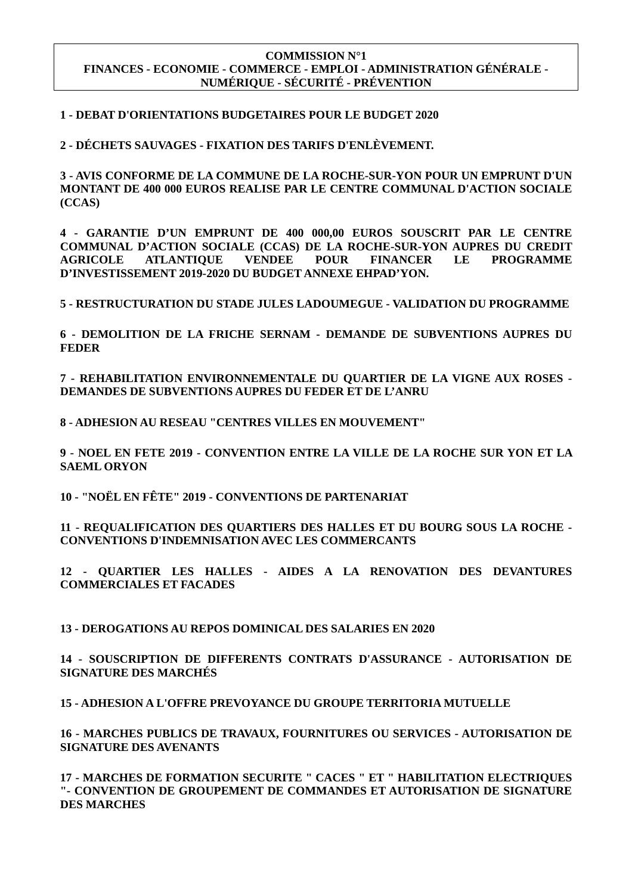**COMMISSION N°1**
**FINANCES - ECONOMIE - COMMERCE - EMPLOI - ADMINISTRATION GÉNÉRALE - NUMÉRIQUE - SÉCURITÉ - PRÉVENTION**

**1 - DEBAT D'ORIENTATIONS BUDGETAIRES POUR LE BUDGET 2020**

**2 - DÉCHETS SAUVAGES - FIXATION DES TARIFS D'ENLÈVEMENT.**

**3 - AVIS CONFORME DE LA COMMUNE DE LA ROCHE-SUR-YON POUR UN EMPRUNT D'UN MONTANT DE 400 000 EUROS REALISE PAR LE CENTRE COMMUNAL D'ACTION SOCIALE (CCAS)**

**4 - GARANTIE D'UN EMPRUNT DE 400 000,00 EUROS SOUSCRIT PAR LE CENTRE COMMUNAL D'ACTION SOCIALE (CCAS) DE LA ROCHE-SUR-YON AUPRES DU CREDIT AGRICOLE ATLANTIQUE VENDEE POUR FINANCER LE PROGRAMME D'INVESTISSEMENT 2019-2020 DU BUDGET ANNEXE EHPAD'YON.**

**5 - RESTRUCTURATION DU STADE JULES LADOUMEGUE - VALIDATION DU PROGRAMME**

**6 - DEMOLITION DE LA FRICHE SERNAM - DEMANDE DE SUBVENTIONS AUPRES DU FEDER**

**7 - REHABILITATION ENVIRONNEMENTALE DU QUARTIER DE LA VIGNE AUX ROSES - DEMANDES DE SUBVENTIONS AUPRES DU FEDER ET DE L'ANRU**

**8 - ADHESION AU RESEAU "CENTRES VILLES EN MOUVEMENT"**

**9 - NOEL EN FETE 2019 - CONVENTION ENTRE LA VILLE DE LA ROCHE SUR YON ET LA SAEML ORYON**

**10 - "NOËL EN FÊTE" 2019 - CONVENTIONS DE PARTENARIAT**

**11 - REQUALIFICATION DES QUARTIERS DES HALLES ET DU BOURG SOUS LA ROCHE - CONVENTIONS D'INDEMNISATION AVEC LES COMMERCANTS**

**12 - QUARTIER LES HALLES - AIDES A LA RENOVATION DES DEVANTURES COMMERCIALES ET FACADES**

**13 - DEROGATIONS AU REPOS DOMINICAL DES SALARIES EN 2020**

**14 - SOUSCRIPTION DE DIFFERENTS CONTRATS D'ASSURANCE - AUTORISATION DE SIGNATURE DES MARCHÉS**

**15 - ADHESION A L'OFFRE PREVOYANCE DU GROUPE TERRITORIA MUTUELLE**

**16 - MARCHES PUBLICS DE TRAVAUX, FOURNITURES OU SERVICES - AUTORISATION DE SIGNATURE DES AVENANTS**

**17 - MARCHES DE FORMATION SECURITE " CACES " ET " HABILITATION ELECTRIQUES "- CONVENTION DE GROUPEMENT DE COMMANDES ET AUTORISATION DE SIGNATURE DES MARCHES**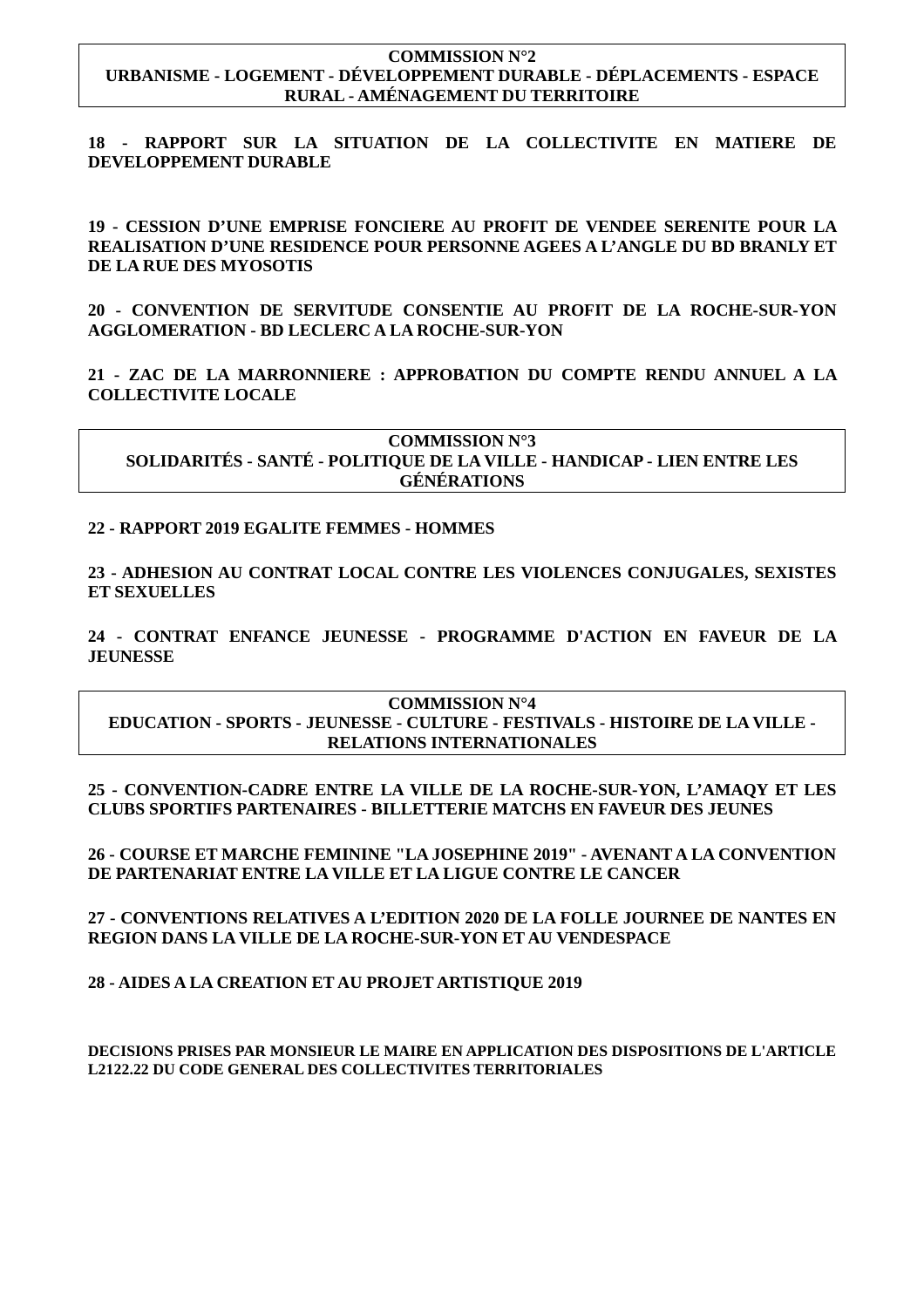## COMMISSION N°2
## URBANISME - LOGEMENT - DÉVELOPPEMENT DURABLE - DÉPLACEMENTS - ESPACE RURAL - AMÉNAGEMENT DU TERRITOIRE

**18 - RAPPORT SUR LA SITUATION DE LA COLLECTIVITE EN MATIERE DE DEVELOPPEMENT DURABLE**

**19 - CESSION D'UNE EMPRISE FONCIERE AU PROFIT DE VENDEE SERENITE POUR LA REALISATION D'UNE RESIDENCE POUR PERSONNE AGEES A L'ANGLE DU BD BRANLY ET DE LA RUE DES MYOSOTIS**

**20 - CONVENTION DE SERVITUDE CONSENTIE AU PROFIT DE LA ROCHE-SUR-YON AGGLOMERATION - BD LECLERC A LA ROCHE-SUR-YON**

**21 - ZAC DE LA MARRONNIERE : APPROBATION DU COMPTE RENDU ANNUEL A LA COLLECTIVITE LOCALE**

## COMMISSION N°3
## SOLIDARITÉS - SANTÉ - POLITIQUE DE LA VILLE - HANDICAP - LIEN ENTRE LES GÉNÉRATIONS

**22 - RAPPORT 2019 EGALITE FEMMES - HOMMES**

**23 - ADHESION AU CONTRAT LOCAL CONTRE LES VIOLENCES CONJUGALES, SEXISTES ET SEXUELLES**

**24 - CONTRAT ENFANCE JEUNESSE - PROGRAMME D'ACTION EN FAVEUR DE LA JEUNESSE**

## COMMISSION N°4
## EDUCATION - SPORTS - JEUNESSE - CULTURE - FESTIVALS - HISTOIRE DE LA VILLE - RELATIONS INTERNATIONALES

**25 - CONVENTION-CADRE ENTRE LA VILLE DE LA ROCHE-SUR-YON, L'AMAQY ET LES CLUBS SPORTIFS PARTENAIRES - BILLETTERIE MATCHS EN FAVEUR DES JEUNES**

**26 - COURSE ET MARCHE FEMININE "LA JOSEPHINE 2019" - AVENANT A LA CONVENTION DE PARTENARIAT ENTRE LA VILLE ET LA LIGUE CONTRE LE CANCER**

**27 - CONVENTIONS RELATIVES A L'EDITION 2020 DE LA FOLLE JOURNEE DE NANTES EN REGION DANS LA VILLE DE LA ROCHE-SUR-YON ET AU VENDESPACE**

**28 - AIDES A LA CREATION ET AU PROJET ARTISTIQUE 2019**

**DECISIONS PRISES PAR MONSIEUR LE MAIRE EN APPLICATION DES DISPOSITIONS DE L'ARTICLE L2122.22 DU CODE GENERAL DES COLLECTIVITES TERRITORIALES**